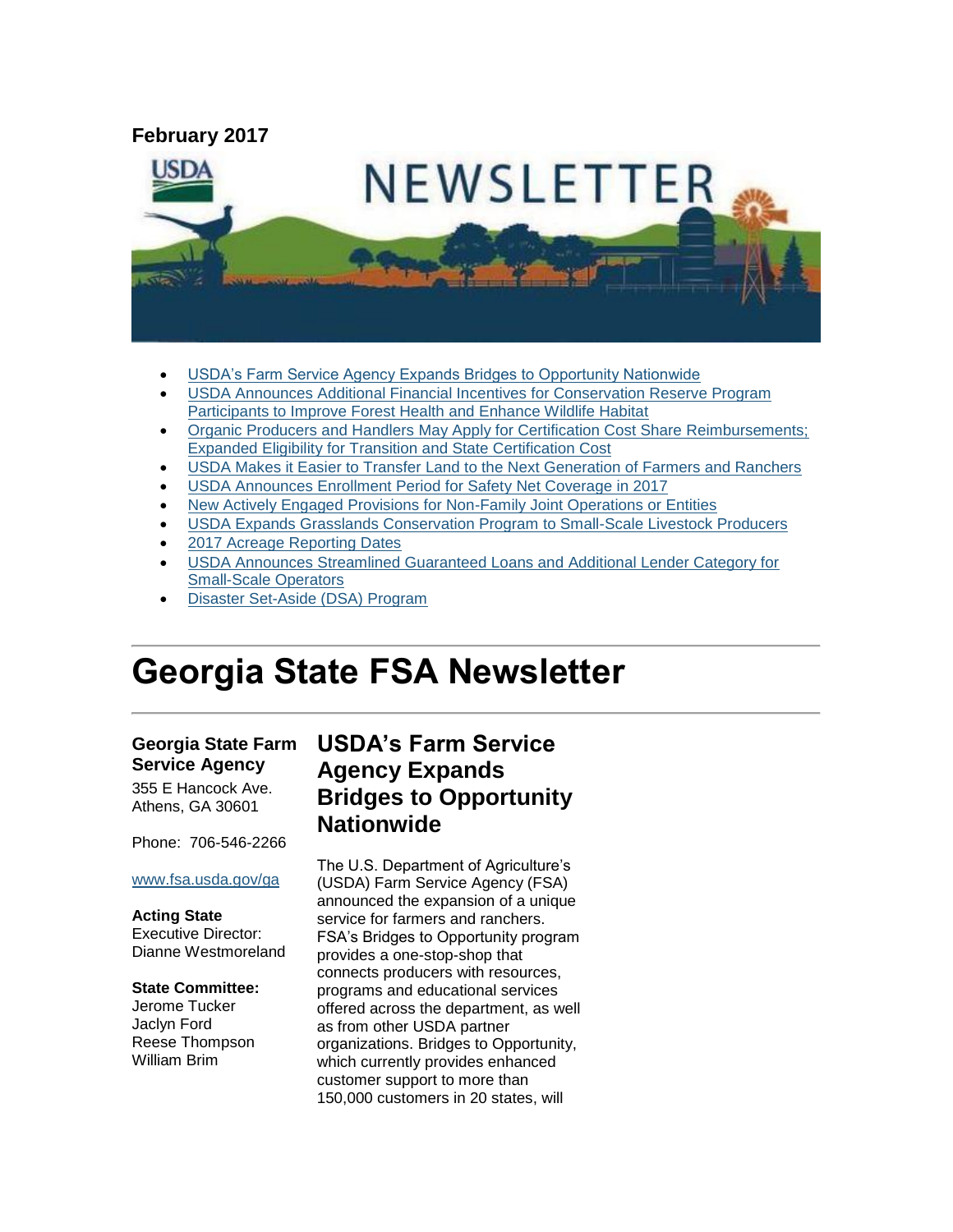**February 2017**

- USDA's Farm Service Agency Expands Bridges to Opportunity Nationwide
- USDA Announces Additional Financial Incentives for Conservation Reserve Program Participants to Improve Forest Health and Enhance Wildlife Habitat
- Organic Producers and Handlers May Apply for Certification Cost Share Reimbursements; Expanded Eligibility for Transition and State Certification Cost
- USDA Makes it Easier to Transfer Land to the Next Generation of Farmers and Ranchers
- USDA Announces Enrollment Period for Safety Net Coverage in 2017
- New Actively Engaged Provisions for Non-Family Joint Operations or Entities
- USDA Expands Grasslands Conservation Program to Small-Scale Livestock Producers
- 2017 Acreage Reporting Dates
- USDA Announces Streamlined Guaranteed Loans and Additional Lender Category for Small-Scale Operators
- Disaster Set-Aside (DSA) Program

# Georgia State FSA Newsletter

**Georgia State Farm Service Agency**

355 E Hancock Ave.
Athens, GA 30601

Phone: 706-546-2266

www.fsa.usda.gov/ga

**Acting State** Executive Director: Dianne Westmoreland

**State Committee:**
Jerome Tucker
Jaclyn Ford
Reese Thompson
William Brim

## USDA's Farm Service Agency Expands Bridges to Opportunity Nationwide

The U.S. Department of Agriculture's (USDA) Farm Service Agency (FSA) announced the expansion of a unique service for farmers and ranchers. FSA's Bridges to Opportunity program provides a one-stop-shop that connects producers with resources, programs and educational services offered across the department, as well as from other USDA partner organizations. Bridges to Opportunity, which currently provides enhanced customer support to more than 150,000 customers in 20 states, will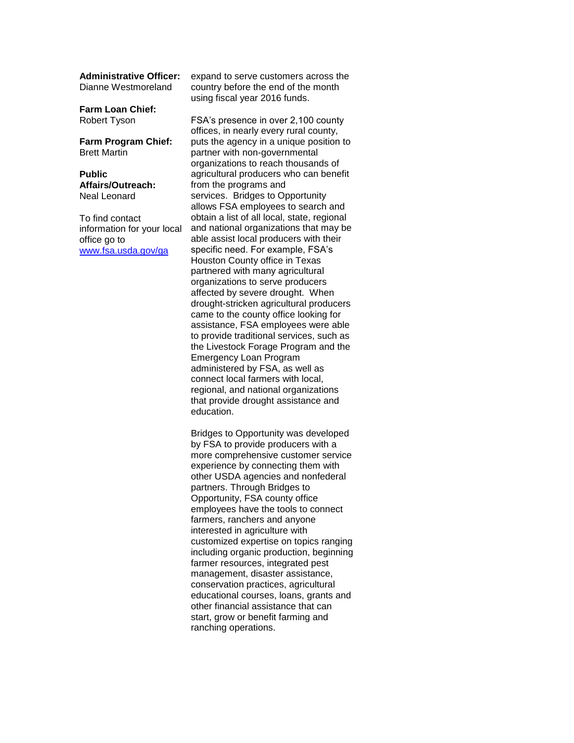**Administrative Officer:**
Dianne Westmoreland

**Farm Loan Chief:**
Robert Tyson

**Farm Program Chief:**
Brett Martin

**Public Affairs/Outreach:**
Neal Leonard

To find contact information for your local office go to [www.fsa.usda.gov/ga](http://www.fsa.usda.gov/ga)

expand to serve customers across the country before the end of the month using fiscal year 2016 funds.

FSA's presence in over 2,100 county offices, in nearly every rural county, puts the agency in a unique position to partner with non-governmental organizations to reach thousands of agricultural producers who can benefit from the programs and services. Bridges to Opportunity allows FSA employees to search and obtain a list of all local, state, regional and national organizations that may be able assist local producers with their specific need. For example, FSA's Houston County office in Texas partnered with many agricultural organizations to serve producers affected by severe drought. When drought-stricken agricultural producers came to the county office looking for assistance, FSA employees were able to provide traditional services, such as the Livestock Forage Program and the Emergency Loan Program administered by FSA, as well as connect local farmers with local, regional, and national organizations that provide drought assistance and education.

Bridges to Opportunity was developed by FSA to provide producers with a more comprehensive customer service experience by connecting them with other USDA agencies and nonfederal partners. Through Bridges to Opportunity, FSA county office employees have the tools to connect farmers, ranchers and anyone interested in agriculture with customized expertise on topics ranging including organic production, beginning farmer resources, integrated pest management, disaster assistance, conservation practices, agricultural educational courses, loans, grants and other financial assistance that can start, grow or benefit farming and ranching operations.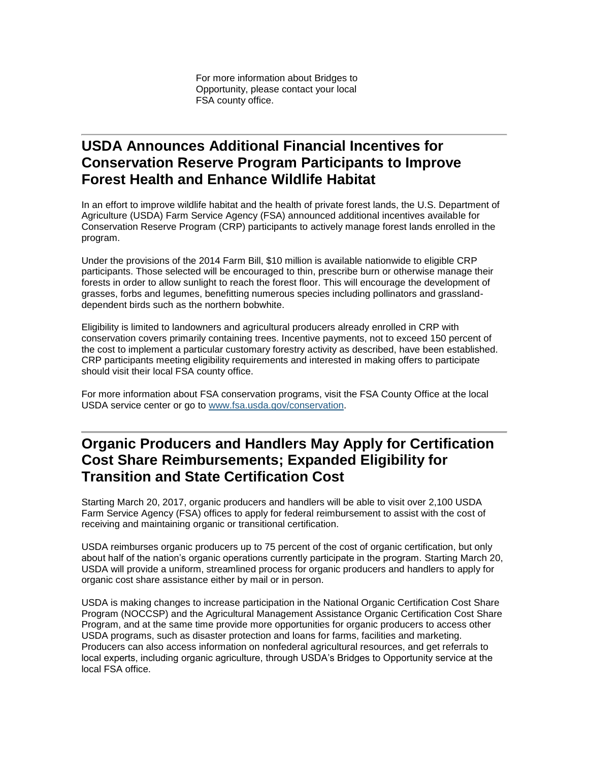For more information about Bridges to Opportunity, please contact your local FSA county office.

---

## USDA Announces Additional Financial Incentives for Conservation Reserve Program Participants to Improve Forest Health and Enhance Wildlife Habitat

In an effort to improve wildlife habitat and the health of private forest lands, the U.S. Department of Agriculture (USDA) Farm Service Agency (FSA) announced additional incentives available for Conservation Reserve Program (CRP) participants to actively manage forest lands enrolled in the program.

Under the provisions of the 2014 Farm Bill, $10 million is available nationwide to eligible CRP participants. Those selected will be encouraged to thin, prescribe burn or otherwise manage their forests in order to allow sunlight to reach the forest floor. This will encourage the development of grasses, forbs and legumes, benefitting numerous species including pollinators and grassland-dependent birds such as the northern bobwhite.

Eligibility is limited to landowners and agricultural producers already enrolled in CRP with conservation covers primarily containing trees. Incentive payments, not to exceed 150 percent of the cost to implement a particular customary forestry activity as described, have been established. CRP participants meeting eligibility requirements and interested in making offers to participate should visit their local FSA county office.

For more information about FSA conservation programs, visit the FSA County Office at the local USDA service center or go to [www.fsa.usda.gov/conservation](http://www.fsa.usda.gov/conservation).

---

## Organic Producers and Handlers May Apply for Certification Cost Share Reimbursements; Expanded Eligibility for Transition and State Certification Cost

Starting March 20, 2017, organic producers and handlers will be able to visit over 2,100 USDA Farm Service Agency (FSA) offices to apply for federal reimbursement to assist with the cost of receiving and maintaining organic or transitional certification.

USDA reimburses organic producers up to 75 percent of the cost of organic certification, but only about half of the nation's organic operations currently participate in the program. Starting March 20, USDA will provide a uniform, streamlined process for organic producers and handlers to apply for organic cost share assistance either by mail or in person.

USDA is making changes to increase participation in the National Organic Certification Cost Share Program (NOCCSP) and the Agricultural Management Assistance Organic Certification Cost Share Program, and at the same time provide more opportunities for organic producers to access other USDA programs, such as disaster protection and loans for farms, facilities and marketing. Producers can also access information on nonfederal agricultural resources, and get referrals to local experts, including organic agriculture, through USDA's Bridges to Opportunity service at the local FSA office.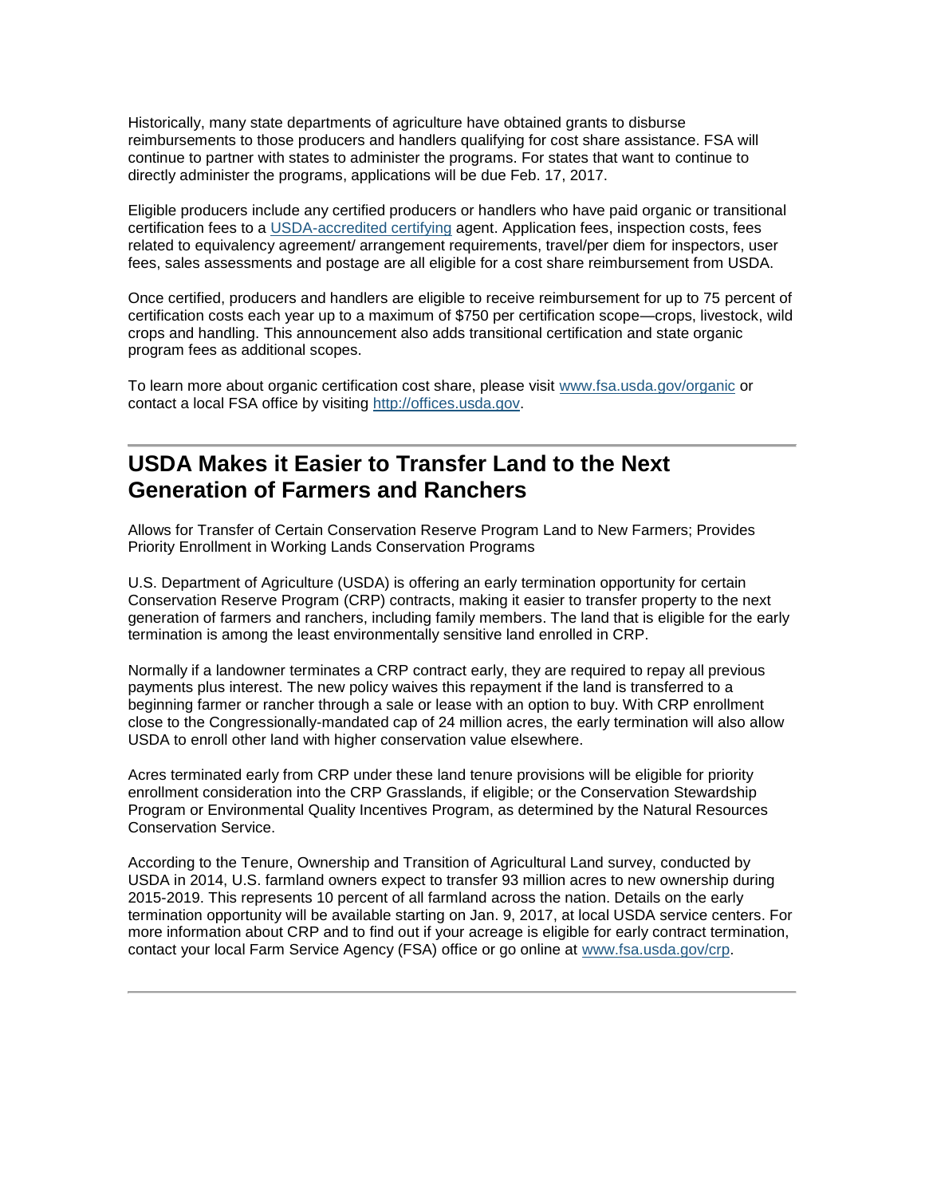Historically, many state departments of agriculture have obtained grants to disburse reimbursements to those producers and handlers qualifying for cost share assistance. FSA will continue to partner with states to administer the programs. For states that want to continue to directly administer the programs, applications will be due Feb. 17, 2017.

Eligible producers include any certified producers or handlers who have paid organic or transitional certification fees to a USDA-accredited certifying agent. Application fees, inspection costs, fees related to equivalency agreement/ arrangement requirements, travel/per diem for inspectors, user fees, sales assessments and postage are all eligible for a cost share reimbursement from USDA.

Once certified, producers and handlers are eligible to receive reimbursement for up to 75 percent of certification costs each year up to a maximum of $750 per certification scope—crops, livestock, wild crops and handling. This announcement also adds transitional certification and state organic program fees as additional scopes.

To learn more about organic certification cost share, please visit www.fsa.usda.gov/organic or contact a local FSA office by visiting http://offices.usda.gov.

---

## USDA Makes it Easier to Transfer Land to the Next Generation of Farmers and Ranchers

Allows for Transfer of Certain Conservation Reserve Program Land to New Farmers; Provides Priority Enrollment in Working Lands Conservation Programs

U.S. Department of Agriculture (USDA) is offering an early termination opportunity for certain Conservation Reserve Program (CRP) contracts, making it easier to transfer property to the next generation of farmers and ranchers, including family members. The land that is eligible for the early termination is among the least environmentally sensitive land enrolled in CRP.

Normally if a landowner terminates a CRP contract early, they are required to repay all previous payments plus interest. The new policy waives this repayment if the land is transferred to a beginning farmer or rancher through a sale or lease with an option to buy. With CRP enrollment close to the Congressionally-mandated cap of 24 million acres, the early termination will also allow USDA to enroll other land with higher conservation value elsewhere.

Acres terminated early from CRP under these land tenure provisions will be eligible for priority enrollment consideration into the CRP Grasslands, if eligible; or the Conservation Stewardship Program or Environmental Quality Incentives Program, as determined by the Natural Resources Conservation Service.

According to the Tenure, Ownership and Transition of Agricultural Land survey, conducted by USDA in 2014, U.S. farmland owners expect to transfer 93 million acres to new ownership during 2015-2019. This represents 10 percent of all farmland across the nation. Details on the early termination opportunity will be available starting on Jan. 9, 2017, at local USDA service centers. For more information about CRP and to find out if your acreage is eligible for early contract termination, contact your local Farm Service Agency (FSA) office or go online at www.fsa.usda.gov/crp.

---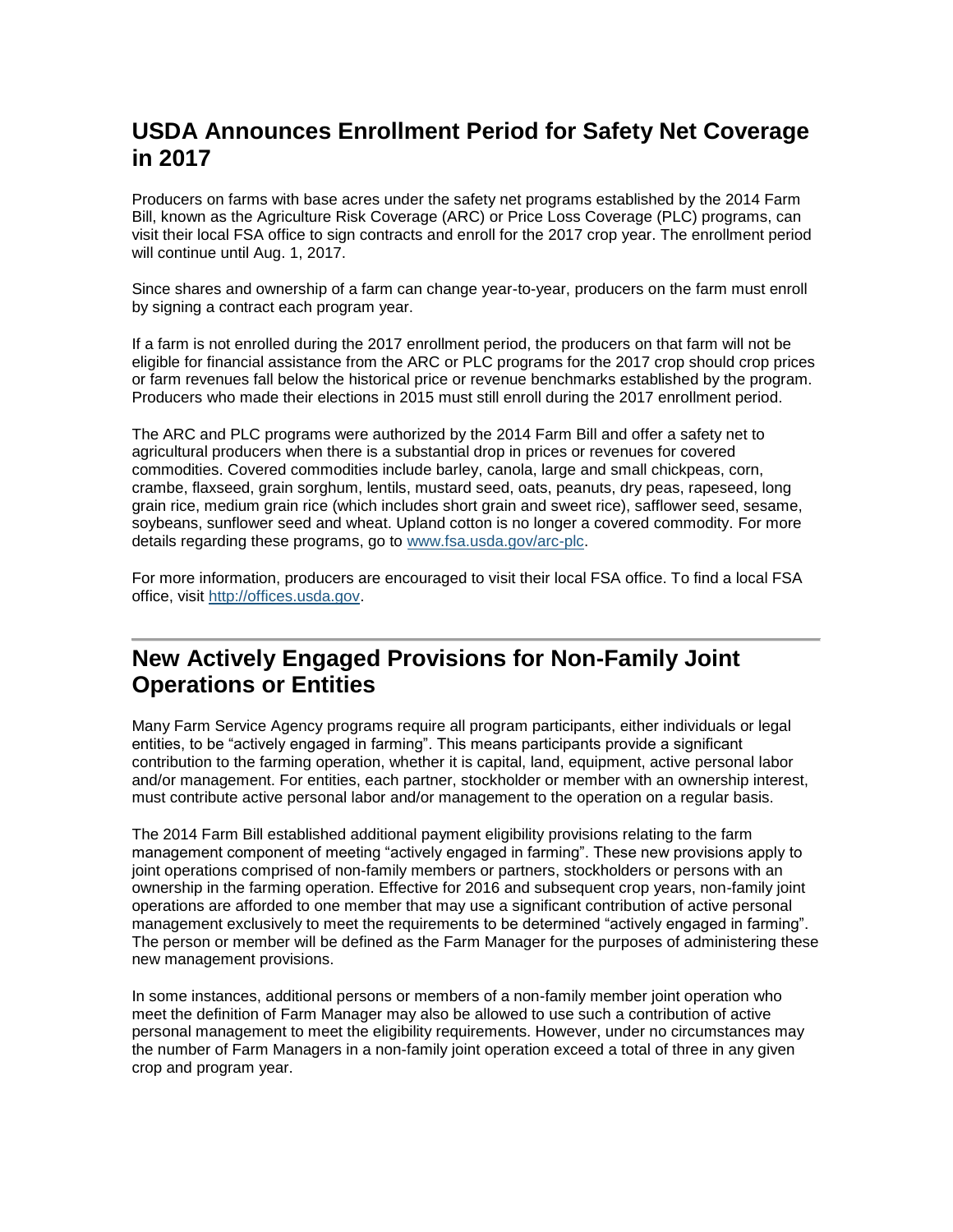## USDA Announces Enrollment Period for Safety Net Coverage in 2017

Producers on farms with base acres under the safety net programs established by the 2014 Farm Bill, known as the Agriculture Risk Coverage (ARC) or Price Loss Coverage (PLC) programs, can visit their local FSA office to sign contracts and enroll for the 2017 crop year. The enrollment period will continue until Aug. 1, 2017.

Since shares and ownership of a farm can change year-to-year, producers on the farm must enroll by signing a contract each program year.

If a farm is not enrolled during the 2017 enrollment period, the producers on that farm will not be eligible for financial assistance from the ARC or PLC programs for the 2017 crop should crop prices or farm revenues fall below the historical price or revenue benchmarks established by the program. Producers who made their elections in 2015 must still enroll during the 2017 enrollment period.

The ARC and PLC programs were authorized by the 2014 Farm Bill and offer a safety net to agricultural producers when there is a substantial drop in prices or revenues for covered commodities. Covered commodities include barley, canola, large and small chickpeas, corn, crambe, flaxseed, grain sorghum, lentils, mustard seed, oats, peanuts, dry peas, rapeseed, long grain rice, medium grain rice (which includes short grain and sweet rice), safflower seed, sesame, soybeans, sunflower seed and wheat. Upland cotton is no longer a covered commodity. For more details regarding these programs, go to [www.fsa.usda.gov/arc-plc](www.fsa.usda.gov/arc-plc).

For more information, producers are encouraged to visit their local FSA office. To find a local FSA office, visit [http://offices.usda.gov](http://offices.usda.gov).

---

## New Actively Engaged Provisions for Non-Family Joint Operations or Entities

Many Farm Service Agency programs require all program participants, either individuals or legal entities, to be "actively engaged in farming". This means participants provide a significant contribution to the farming operation, whether it is capital, land, equipment, active personal labor and/or management. For entities, each partner, stockholder or member with an ownership interest, must contribute active personal labor and/or management to the operation on a regular basis.

The 2014 Farm Bill established additional payment eligibility provisions relating to the farm management component of meeting "actively engaged in farming". These new provisions apply to joint operations comprised of non-family members or partners, stockholders or persons with an ownership in the farming operation. Effective for 2016 and subsequent crop years, non-family joint operations are afforded to one member that may use a significant contribution of active personal management exclusively to meet the requirements to be determined "actively engaged in farming". The person or member will be defined as the Farm Manager for the purposes of administering these new management provisions.

In some instances, additional persons or members of a non-family member joint operation who meet the definition of Farm Manager may also be allowed to use such a contribution of active personal management to meet the eligibility requirements. However, under no circumstances may the number of Farm Managers in a non-family joint operation exceed a total of three in any given crop and program year.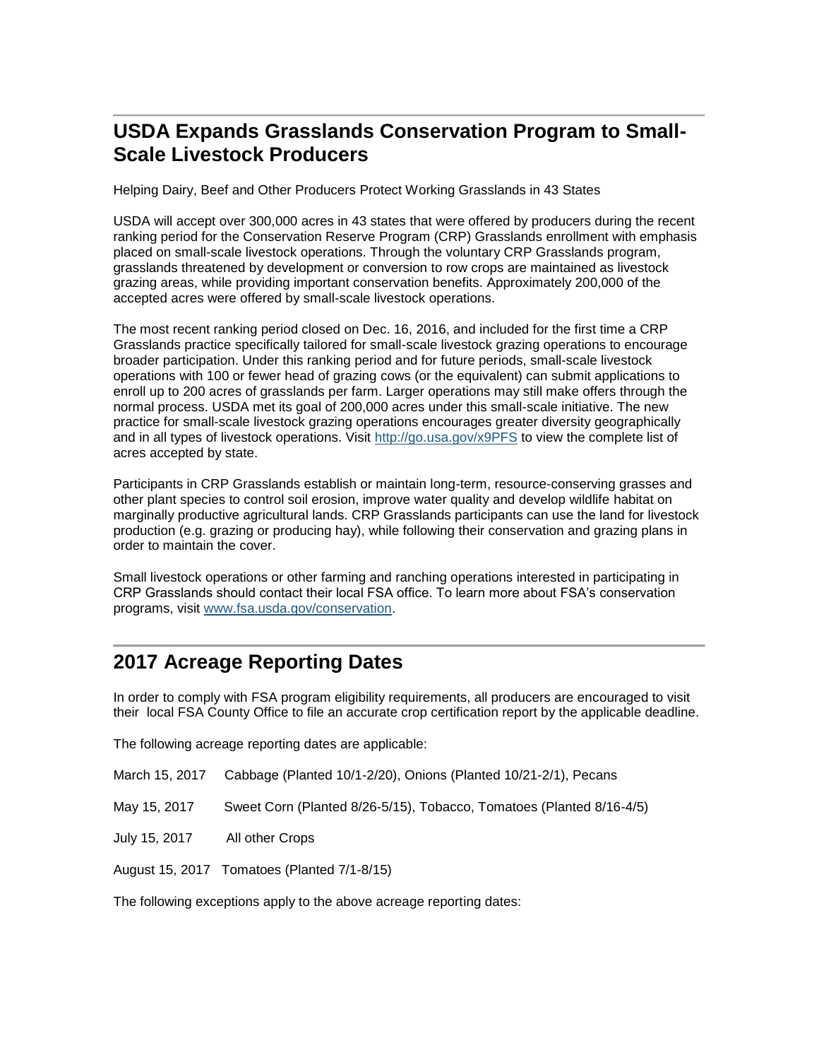## USDA Expands Grasslands Conservation Program to Small-Scale Livestock Producers

Helping Dairy, Beef and Other Producers Protect Working Grasslands in 43 States

USDA will accept over 300,000 acres in 43 states that were offered by producers during the recent ranking period for the Conservation Reserve Program (CRP) Grasslands enrollment with emphasis placed on small-scale livestock operations. Through the voluntary CRP Grasslands program, grasslands threatened by development or conversion to row crops are maintained as livestock grazing areas, while providing important conservation benefits. Approximately 200,000 of the accepted acres were offered by small-scale livestock operations.

The most recent ranking period closed on Dec. 16, 2016, and included for the first time a CRP Grasslands practice specifically tailored for small-scale livestock grazing operations to encourage broader participation. Under this ranking period and for future periods, small-scale livestock operations with 100 or fewer head of grazing cows (or the equivalent) can submit applications to enroll up to 200 acres of grasslands per farm. Larger operations may still make offers through the normal process. USDA met its goal of 200,000 acres under this small-scale initiative. The new practice for small-scale livestock grazing operations encourages greater diversity geographically and in all types of livestock operations. Visit http://go.usa.gov/x9PFS to view the complete list of acres accepted by state.

Participants in CRP Grasslands establish or maintain long-term, resource-conserving grasses and other plant species to control soil erosion, improve water quality and develop wildlife habitat on marginally productive agricultural lands. CRP Grasslands participants can use the land for livestock production (e.g. grazing or producing hay), while following their conservation and grazing plans in order to maintain the cover.

Small livestock operations or other farming and ranching operations interested in participating in CRP Grasslands should contact their local FSA office. To learn more about FSA's conservation programs, visit www.fsa.usda.gov/conservation.

## 2017 Acreage Reporting Dates

In order to comply with FSA program eligibility requirements, all producers are encouraged to visit their local FSA County Office to file an accurate crop certification report by the applicable deadline.

The following acreage reporting dates are applicable:

March 15, 2017 Cabbage (Planted 10/1-2/20), Onions (Planted 10/21-2/1), Pecans

May 15, 2017 Sweet Corn (Planted 8/26-5/15), Tobacco, Tomatoes (Planted 8/16-4/5)

July 15, 2017 All other Crops

August 15, 2017 Tomatoes (Planted 7/1-8/15)

The following exceptions apply to the above acreage reporting dates: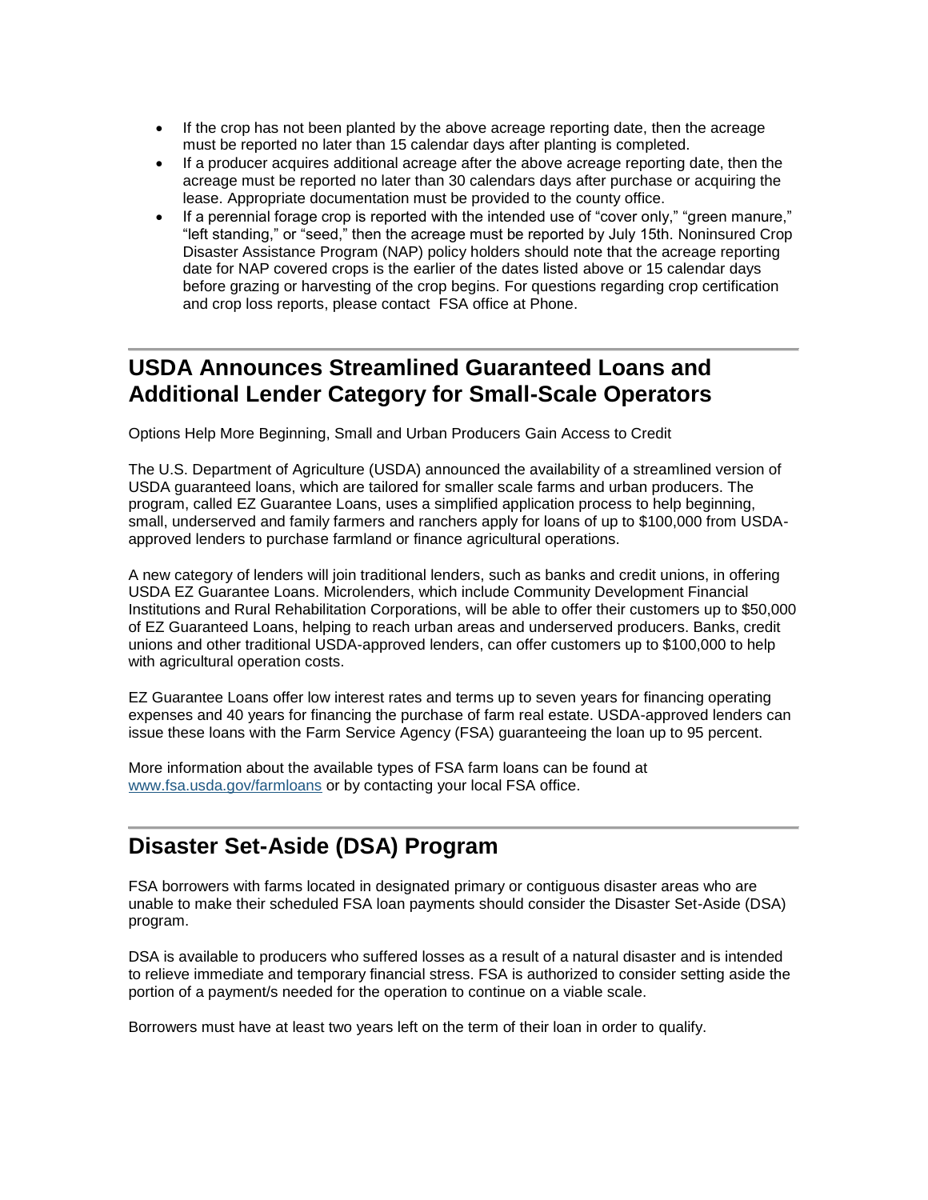- If the crop has not been planted by the above acreage reporting date, then the acreage must be reported no later than 15 calendar days after planting is completed.
- If a producer acquires additional acreage after the above acreage reporting date, then the acreage must be reported no later than 30 calendars days after purchase or acquiring the lease. Appropriate documentation must be provided to the county office.
- If a perennial forage crop is reported with the intended use of "cover only," "green manure," "left standing," or "seed," then the acreage must be reported by July 15th. Noninsured Crop Disaster Assistance Program (NAP) policy holders should note that the acreage reporting date for NAP covered crops is the earlier of the dates listed above or 15 calendar days before grazing or harvesting of the crop begins. For questions regarding crop certification and crop loss reports, please contact FSA office at Phone.

---

## USDA Announces Streamlined Guaranteed Loans and Additional Lender Category for Small-Scale Operators

Options Help More Beginning, Small and Urban Producers Gain Access to Credit

The U.S. Department of Agriculture (USDA) announced the availability of a streamlined version of USDA guaranteed loans, which are tailored for smaller scale farms and urban producers. The program, called EZ Guarantee Loans, uses a simplified application process to help beginning, small, underserved and family farmers and ranchers apply for loans of up to $100,000 from USDA-approved lenders to purchase farmland or finance agricultural operations.

A new category of lenders will join traditional lenders, such as banks and credit unions, in offering USDA EZ Guarantee Loans. Microlenders, which include Community Development Financial Institutions and Rural Rehabilitation Corporations, will be able to offer their customers up to $50,000 of EZ Guaranteed Loans, helping to reach urban areas and underserved producers. Banks, credit unions and other traditional USDA-approved lenders, can offer customers up to $100,000 to help with agricultural operation costs.

EZ Guarantee Loans offer low interest rates and terms up to seven years for financing operating expenses and 40 years for financing the purchase of farm real estate. USDA-approved lenders can issue these loans with the Farm Service Agency (FSA) guaranteeing the loan up to 95 percent.

More information about the available types of FSA farm loans can be found at [www.fsa.usda.gov/farmloans](http://www.fsa.usda.gov/farmloans) or by contacting your local FSA office.

---

## Disaster Set-Aside (DSA) Program

FSA borrowers with farms located in designated primary or contiguous disaster areas who are unable to make their scheduled FSA loan payments should consider the Disaster Set-Aside (DSA) program.

DSA is available to producers who suffered losses as a result of a natural disaster and is intended to relieve immediate and temporary financial stress. FSA is authorized to consider setting aside the portion of a payment/s needed for the operation to continue on a viable scale.

Borrowers must have at least two years left on the term of their loan in order to qualify.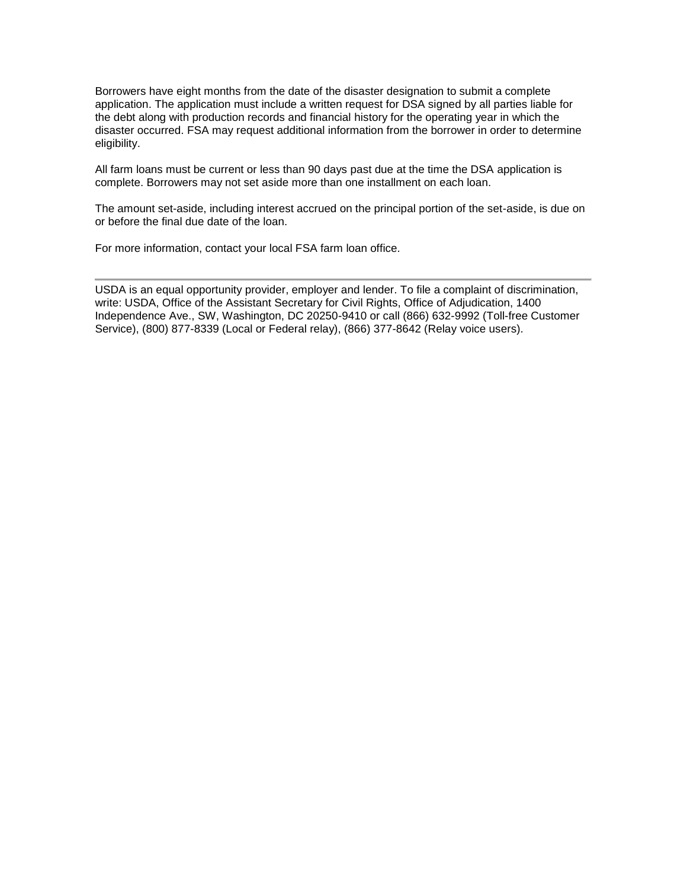Borrowers have eight months from the date of the disaster designation to submit a complete application. The application must include a written request for DSA signed by all parties liable for the debt along with production records and financial history for the operating year in which the disaster occurred. FSA may request additional information from the borrower in order to determine eligibility.

All farm loans must be current or less than 90 days past due at the time the DSA application is complete. Borrowers may not set aside more than one installment on each loan.

The amount set-aside, including interest accrued on the principal portion of the set-aside, is due on or before the final due date of the loan.

For more information, contact your local FSA farm loan office.

---

USDA is an equal opportunity provider, employer and lender. To file a complaint of discrimination, write: USDA, Office of the Assistant Secretary for Civil Rights, Office of Adjudication, 1400 Independence Ave., SW, Washington, DC 20250-9410 or call (866) 632-9992 (Toll-free Customer Service), (800) 877-8339 (Local or Federal relay), (866) 377-8642 (Relay voice users).